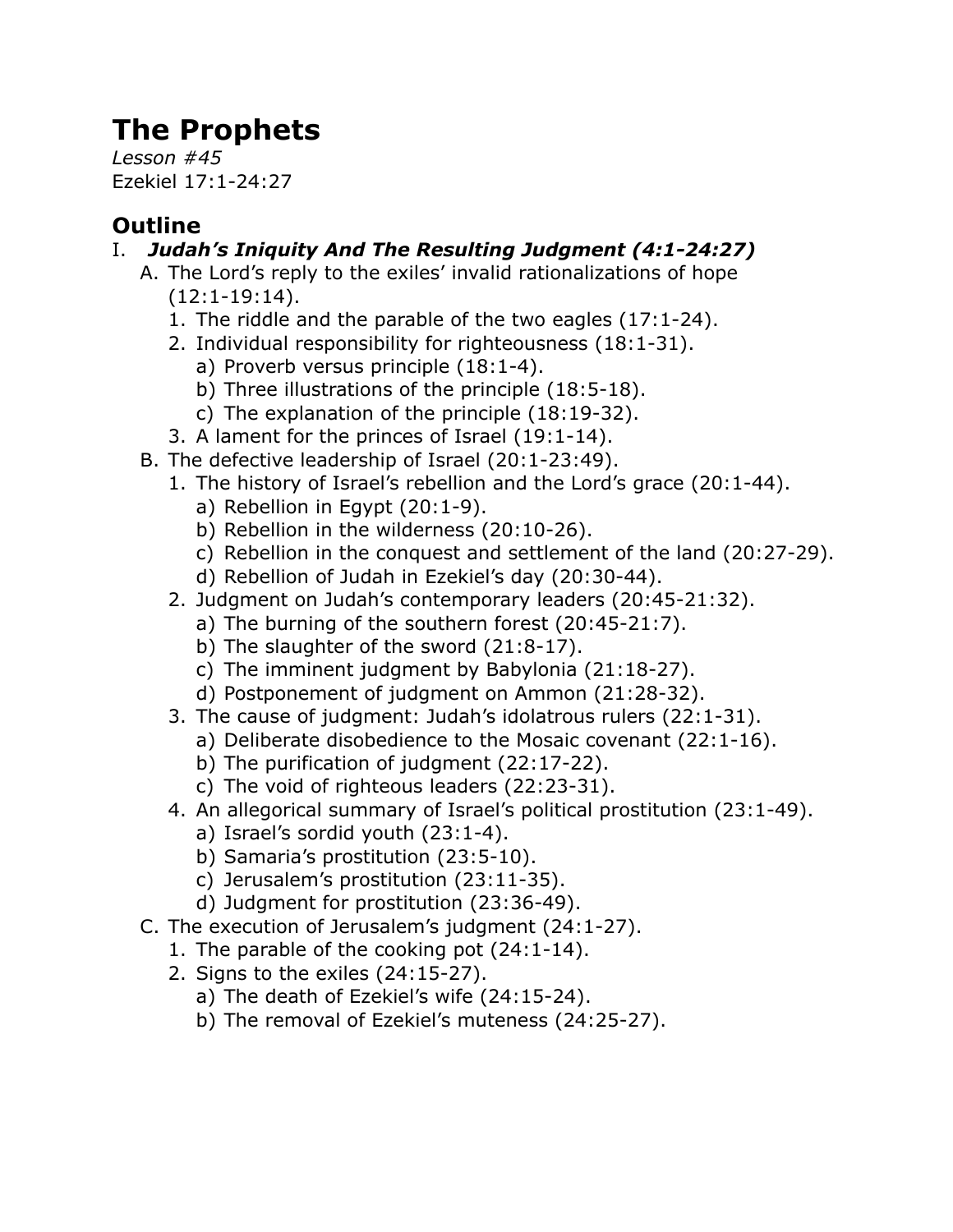# The Prophets

*Lesson #45*
Ezekiel 17:1-24:27

## Outline

I. ***Judah's Iniquity And The Resulting Judgment (4:1-24:27)***
   - A. The Lord's reply to the exiles' invalid rationalizations of hope (12:1-19:14).
     1. The riddle and the parable of the two eagles (17:1-24).
     2. Individual responsibility for righteousness (18:1-31).
        - a) Proverb versus principle (18:1-4).
        - b) Three illustrations of the principle (18:5-18).
        - c) The explanation of the principle (18:19-32).
     3. A lament for the princes of Israel (19:1-14).
   - B. The defective leadership of Israel (20:1-23:49).
     1. The history of Israel's rebellion and the Lord's grace (20:1-44).
        - a) Rebellion in Egypt (20:1-9).
        - b) Rebellion in the wilderness (20:10-26).
        - c) Rebellion in the conquest and settlement of the land (20:27-29).
        - d) Rebellion of Judah in Ezekiel's day (20:30-44).
     2. Judgment on Judah's contemporary leaders (20:45-21:32).
        - a) The burning of the southern forest (20:45-21:7).
        - b) The slaughter of the sword (21:8-17).
        - c) The imminent judgment by Babylonia (21:18-27).
        - d) Postponement of judgment on Ammon (21:28-32).
     3. The cause of judgment: Judah's idolatrous rulers (22:1-31).
        - a) Deliberate disobedience to the Mosaic covenant (22:1-16).
        - b) The purification of judgment (22:17-22).
        - c) The void of righteous leaders (22:23-31).
     4. An allegorical summary of Israel's political prostitution (23:1-49).
        - a) Israel's sordid youth (23:1-4).
        - b) Samaria's prostitution (23:5-10).
        - c) Jerusalem's prostitution (23:11-35).
        - d) Judgment for prostitution (23:36-49).
   - C. The execution of Jerusalem's judgment (24:1-27).
     1. The parable of the cooking pot (24:1-14).
     2. Signs to the exiles (24:15-27).
        - a) The death of Ezekiel's wife (24:15-24).
        - b) The removal of Ezekiel's muteness (24:25-27).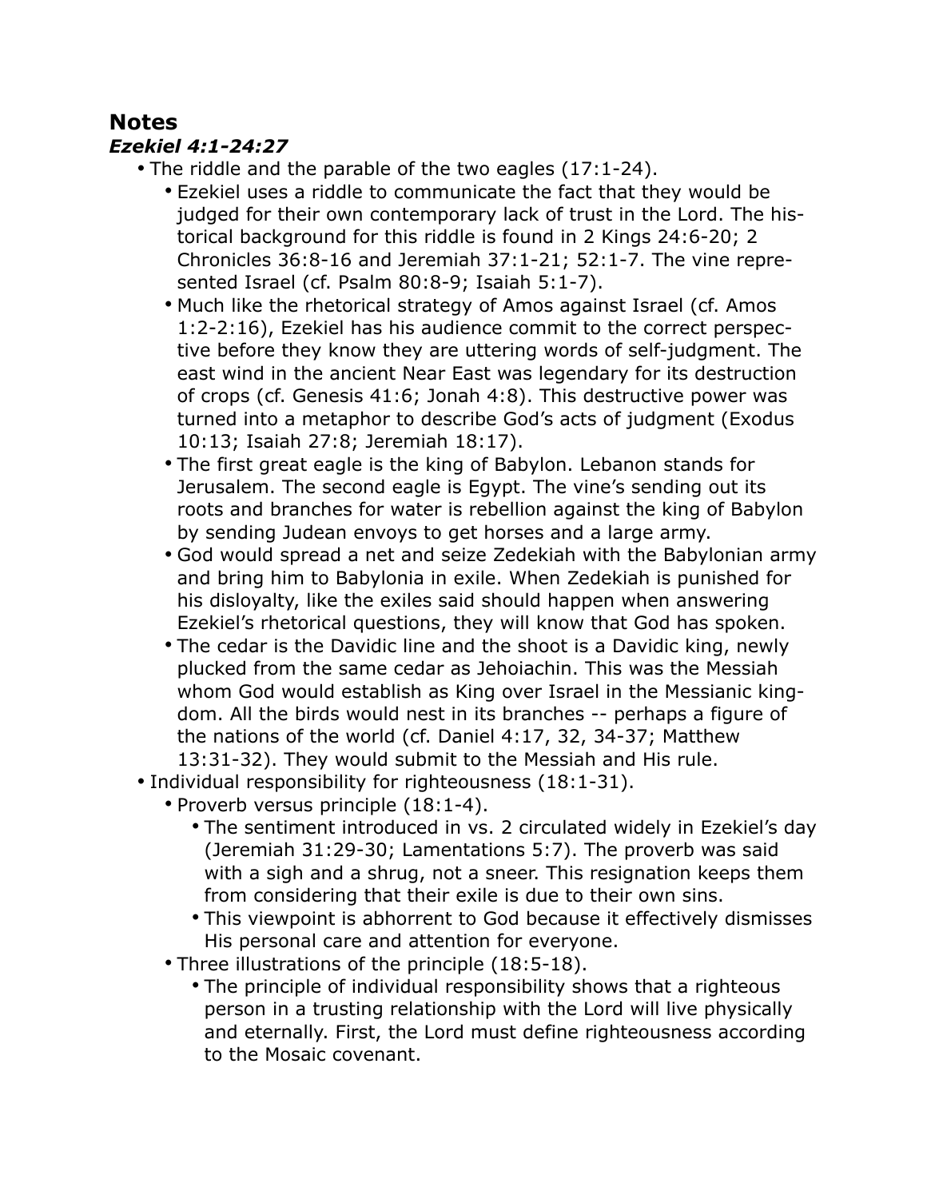## Notes

### *Ezekiel 4:1-24:27*

- The riddle and the parable of the two eagles (17:1-24).
  - Ezekiel uses a riddle to communicate the fact that they would be judged for their own contemporary lack of trust in the Lord. The historical background for this riddle is found in 2 Kings 24:6-20; 2 Chronicles 36:8-16 and Jeremiah 37:1-21; 52:1-7. The vine represented Israel (cf. Psalm 80:8-9; Isaiah 5:1-7).
  - Much like the rhetorical strategy of Amos against Israel (cf. Amos 1:2-2:16), Ezekiel has his audience commit to the correct perspective before they know they are uttering words of self-judgment. The east wind in the ancient Near East was legendary for its destruction of crops (cf. Genesis 41:6; Jonah 4:8). This destructive power was turned into a metaphor to describe God's acts of judgment (Exodus 10:13; Isaiah 27:8; Jeremiah 18:17).
  - The first great eagle is the king of Babylon. Lebanon stands for Jerusalem. The second eagle is Egypt. The vine's sending out its roots and branches for water is rebellion against the king of Babylon by sending Judean envoys to get horses and a large army.
  - God would spread a net and seize Zedekiah with the Babylonian army and bring him to Babylonia in exile. When Zedekiah is punished for his disloyalty, like the exiles said should happen when answering Ezekiel's rhetorical questions, they will know that God has spoken.
  - The cedar is the Davidic line and the shoot is a Davidic king, newly plucked from the same cedar as Jehoiachin. This was the Messiah whom God would establish as King over Israel in the Messianic kingdom. All the birds would nest in its branches -- perhaps a figure of the nations of the world (cf. Daniel 4:17, 32, 34-37; Matthew 13:31-32). They would submit to the Messiah and His rule.
- Individual responsibility for righteousness (18:1-31).
  - Proverb versus principle (18:1-4).
    - The sentiment introduced in vs. 2 circulated widely in Ezekiel's day (Jeremiah 31:29-30; Lamentations 5:7). The proverb was said with a sigh and a shrug, not a sneer. This resignation keeps them from considering that their exile is due to their own sins.
    - This viewpoint is abhorrent to God because it effectively dismisses His personal care and attention for everyone.
  - Three illustrations of the principle (18:5-18).
    - The principle of individual responsibility shows that a righteous person in a trusting relationship with the Lord will live physically and eternally. First, the Lord must define righteousness according to the Mosaic covenant.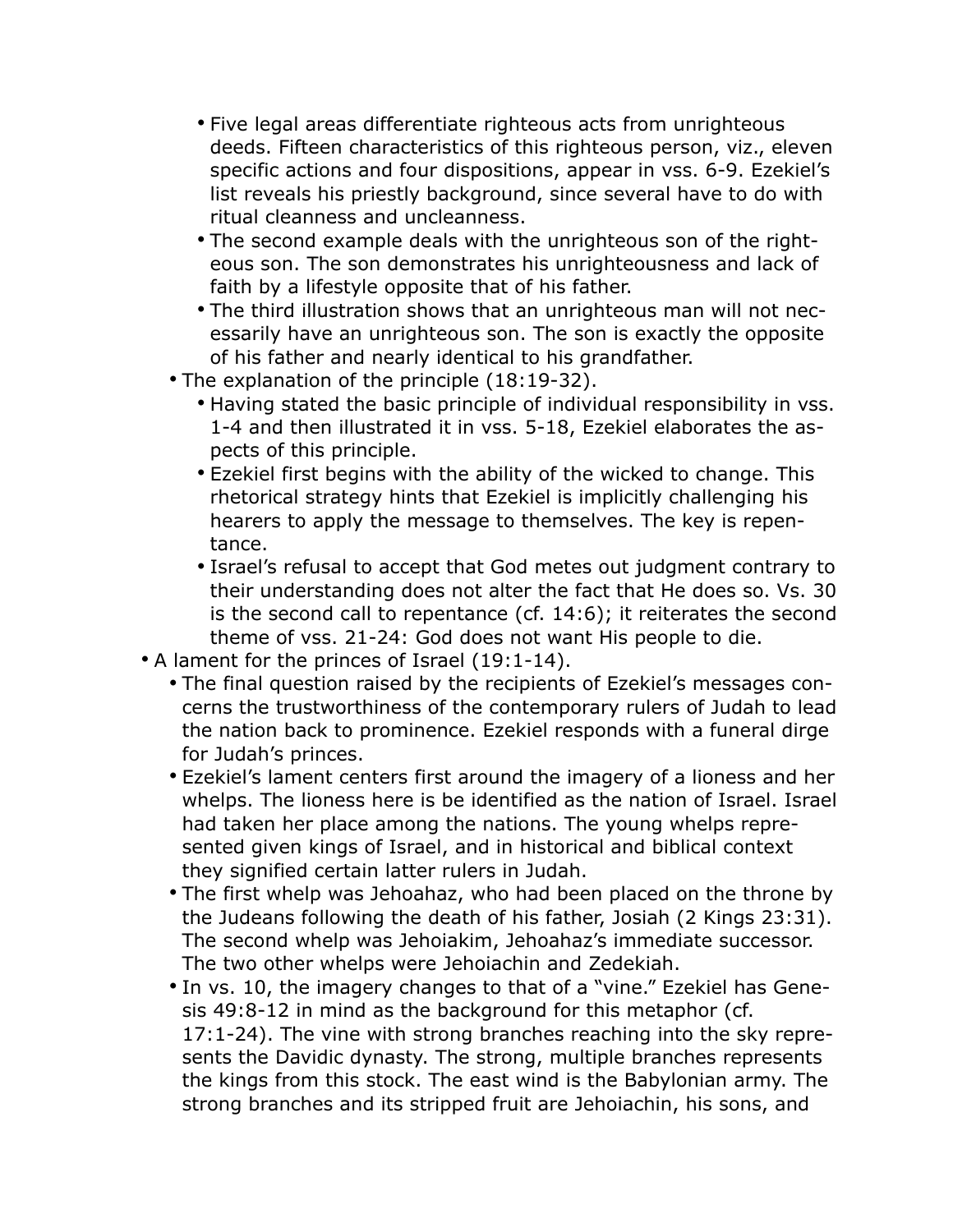- Five legal areas differentiate righteous acts from unrighteous deeds. Fifteen characteristics of this righteous person, viz., eleven specific actions and four dispositions, appear in vss. 6-9. Ezekiel's list reveals his priestly background, since several have to do with ritual cleanness and uncleanness.
    - The second example deals with the unrighteous son of the righteous son. The son demonstrates his unrighteousness and lack of faith by a lifestyle opposite that of his father.
    - The third illustration shows that an unrighteous man will not necessarily have an unrighteous son. The son is exactly the opposite of his father and nearly identical to his grandfather.
  - The explanation of the principle (18:19-32).
    - Having stated the basic principle of individual responsibility in vss. 1-4 and then illustrated it in vss. 5-18, Ezekiel elaborates the aspects of this principle.
    - Ezekiel first begins with the ability of the wicked to change. This rhetorical strategy hints that Ezekiel is implicitly challenging his hearers to apply the message to themselves. The key is repentance.
    - Israel's refusal to accept that God metes out judgment contrary to their understanding does not alter the fact that He does so. Vs. 30 is the second call to repentance (cf. 14:6); it reiterates the second theme of vss. 21-24: God does not want His people to die.
- A lament for the princes of Israel (19:1-14).
  - The final question raised by the recipients of Ezekiel's messages concerns the trustworthiness of the contemporary rulers of Judah to lead the nation back to prominence. Ezekiel responds with a funeral dirge for Judah's princes.
  - Ezekiel's lament centers first around the imagery of a lioness and her whelps. The lioness here is be identified as the nation of Israel. Israel had taken her place among the nations. The young whelps represented given kings of Israel, and in historical and biblical context they signified certain latter rulers in Judah.
  - The first whelp was Jehoahaz, who had been placed on the throne by the Judeans following the death of his father, Josiah (2 Kings 23:31). The second whelp was Jehoiakim, Jehoahaz's immediate successor. The two other whelps were Jehoiachin and Zedekiah.
  - In vs. 10, the imagery changes to that of a "vine." Ezekiel has Genesis 49:8-12 in mind as the background for this metaphor (cf. 17:1-24). The vine with strong branches reaching into the sky represents the Davidic dynasty. The strong, multiple branches represents the kings from this stock. The east wind is the Babylonian army. The strong branches and its stripped fruit are Jehoiachin, his sons, and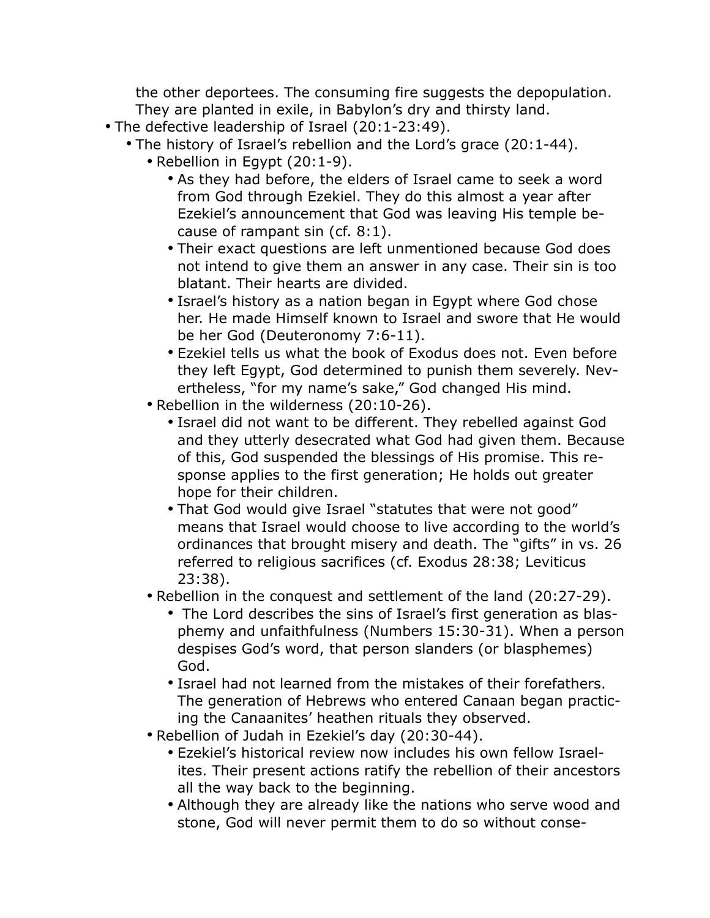the other deportees. The consuming fire suggests the depopulation. They are planted in exile, in Babylon's dry and thirsty land.

- The defective leadership of Israel (20:1-23:49).
  - The history of Israel's rebellion and the Lord's grace (20:1-44).
    - Rebellion in Egypt (20:1-9).
      - As they had before, the elders of Israel came to seek a word from God through Ezekiel. They do this almost a year after Ezekiel's announcement that God was leaving His temple because of rampant sin (cf. 8:1).
      - Their exact questions are left unmentioned because God does not intend to give them an answer in any case. Their sin is too blatant. Their hearts are divided.
      - Israel's history as a nation began in Egypt where God chose her. He made Himself known to Israel and swore that He would be her God (Deuteronomy 7:6-11).
      - Ezekiel tells us what the book of Exodus does not. Even before they left Egypt, God determined to punish them severely. Nevertheless, "for my name's sake," God changed His mind.
    - Rebellion in the wilderness (20:10-26).
      - Israel did not want to be different. They rebelled against God and they utterly desecrated what God had given them. Because of this, God suspended the blessings of His promise. This response applies to the first generation; He holds out greater hope for their children.
      - That God would give Israel "statutes that were not good" means that Israel would choose to live according to the world's ordinances that brought misery and death. The "gifts" in vs. 26 referred to religious sacrifices (cf. Exodus 28:38; Leviticus 23:38).
    - Rebellion in the conquest and settlement of the land (20:27-29).
      - The Lord describes the sins of Israel's first generation as blasphemy and unfaithfulness (Numbers 15:30-31). When a person despises God's word, that person slanders (or blasphemes) God.
      - Israel had not learned from the mistakes of their forefathers. The generation of Hebrews who entered Canaan began practicing the Canaanites' heathen rituals they observed.
    - Rebellion of Judah in Ezekiel's day (20:30-44).
      - Ezekiel's historical review now includes his own fellow Israelites. Their present actions ratify the rebellion of their ancestors all the way back to the beginning.
      - Although they are already like the nations who serve wood and stone, God will never permit them to do so without conse-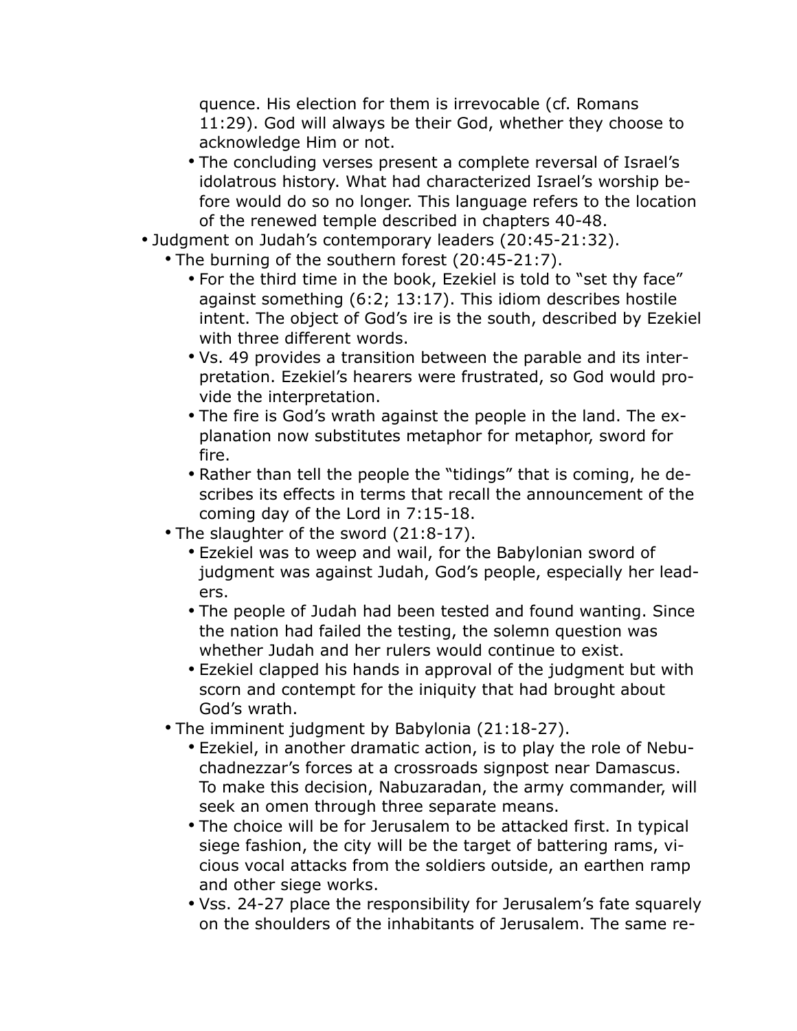quence. His election for them is irrevocable (cf. Romans 11:29). God will always be their God, whether they choose to acknowledge Him or not.
    - The concluding verses present a complete reversal of Israel's idolatrous history. What had characterized Israel's worship before would do so no longer. This language refers to the location of the renewed temple described in chapters 40-48.
- Judgment on Judah's contemporary leaders (20:45-21:32).
  - The burning of the southern forest (20:45-21:7).
    - For the third time in the book, Ezekiel is told to "set thy face" against something (6:2; 13:17). This idiom describes hostile intent. The object of God's ire is the south, described by Ezekiel with three different words.
    - Vs. 49 provides a transition between the parable and its interpretation. Ezekiel's hearers were frustrated, so God would provide the interpretation.
    - The fire is God's wrath against the people in the land. The explanation now substitutes metaphor for metaphor, sword for fire.
    - Rather than tell the people the "tidings" that is coming, he describes its effects in terms that recall the announcement of the coming day of the Lord in 7:15-18.
  - The slaughter of the sword (21:8-17).
    - Ezekiel was to weep and wail, for the Babylonian sword of judgment was against Judah, God's people, especially her leaders.
    - The people of Judah had been tested and found wanting. Since the nation had failed the testing, the solemn question was whether Judah and her rulers would continue to exist.
    - Ezekiel clapped his hands in approval of the judgment but with scorn and contempt for the iniquity that had brought about God's wrath.
  - The imminent judgment by Babylonia (21:18-27).
    - Ezekiel, in another dramatic action, is to play the role of Nebuchadnezzar's forces at a crossroads signpost near Damascus. To make this decision, Nabuzaradan, the army commander, will seek an omen through three separate means.
    - The choice will be for Jerusalem to be attacked first. In typical siege fashion, the city will be the target of battering rams, vicious vocal attacks from the soldiers outside, an earthen ramp and other siege works.
    - Vss. 24-27 place the responsibility for Jerusalem's fate squarely on the shoulders of the inhabitants of Jerusalem. The same re-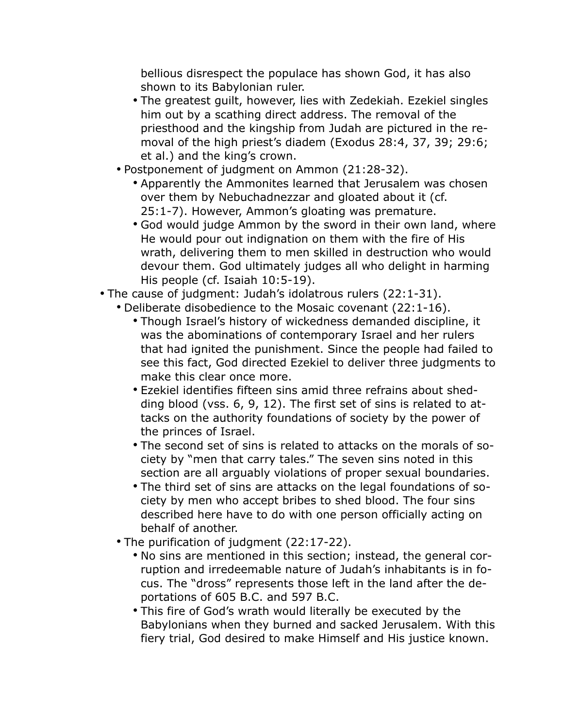bellious disrespect the populace has shown God, it has also shown to its Babylonian ruler.

    - The greatest guilt, however, lies with Zedekiah. Ezekiel singles him out by a scathing direct address. The removal of the priesthood and the kingship from Judah are pictured in the removal of the high priest's diadem (Exodus 28:4, 37, 39; 29:6; et al.) and the king's crown.
  - Postponement of judgment on Ammon (21:28-32).
    - Apparently the Ammonites learned that Jerusalem was chosen over them by Nebuchadnezzar and gloated about it (cf. 25:1-7). However, Ammon's gloating was premature.
    - God would judge Ammon by the sword in their own land, where He would pour out indignation on them with the fire of His wrath, delivering them to men skilled in destruction who would devour them. God ultimately judges all who delight in harming His people (cf. Isaiah 10:5-19).
- The cause of judgment: Judah's idolatrous rulers (22:1-31).
  - Deliberate disobedience to the Mosaic covenant (22:1-16).
    - Though Israel's history of wickedness demanded discipline, it was the abominations of contemporary Israel and her rulers that had ignited the punishment. Since the people had failed to see this fact, God directed Ezekiel to deliver three judgments to make this clear once more.
    - Ezekiel identifies fifteen sins amid three refrains about shedding blood (vss. 6, 9, 12). The first set of sins is related to attacks on the authority foundations of society by the power of the princes of Israel.
    - The second set of sins is related to attacks on the morals of society by "men that carry tales." The seven sins noted in this section are all arguably violations of proper sexual boundaries.
    - The third set of sins are attacks on the legal foundations of society by men who accept bribes to shed blood. The four sins described here have to do with one person officially acting on behalf of another.
  - The purification of judgment (22:17-22).
    - No sins are mentioned in this section; instead, the general corruption and irredeemable nature of Judah's inhabitants is in focus. The "dross" represents those left in the land after the deportations of 605 B.C. and 597 B.C.
    - This fire of God's wrath would literally be executed by the Babylonians when they burned and sacked Jerusalem. With this fiery trial, God desired to make Himself and His justice known.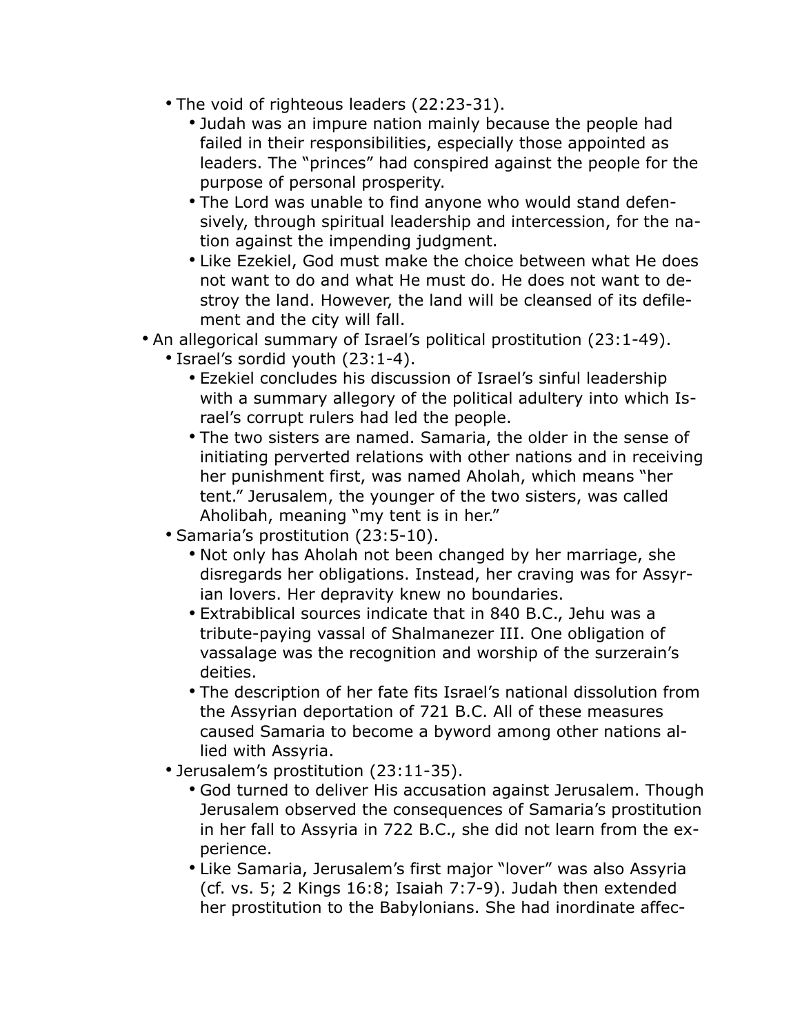- The void of righteous leaders (22:23-31).
  - Judah was an impure nation mainly because the people had failed in their responsibilities, especially those appointed as leaders. The "princes" had conspired against the people for the purpose of personal prosperity.
  - The Lord was unable to find anyone who would stand defensively, through spiritual leadership and intercession, for the nation against the impending judgment.
  - Like Ezekiel, God must make the choice between what He does not want to do and what He must do. He does not want to destroy the land. However, the land will be cleansed of its defilement and the city will fall.
- An allegorical summary of Israel's political prostitution (23:1-49).
  - Israel's sordid youth (23:1-4).
    - Ezekiel concludes his discussion of Israel's sinful leadership with a summary allegory of the political adultery into which Israel's corrupt rulers had led the people.
    - The two sisters are named. Samaria, the older in the sense of initiating perverted relations with other nations and in receiving her punishment first, was named Aholah, which means "her tent." Jerusalem, the younger of the two sisters, was called Aholibah, meaning "my tent is in her."
  - Samaria's prostitution (23:5-10).
    - Not only has Aholah not been changed by her marriage, she disregards her obligations. Instead, her craving was for Assyrian lovers. Her depravity knew no boundaries.
    - Extrabiblical sources indicate that in 840 B.C., Jehu was a tribute-paying vassal of Shalmanezer III. One obligation of vassalage was the recognition and worship of the surzerain's deities.
    - The description of her fate fits Israel's national dissolution from the Assyrian deportation of 721 B.C. All of these measures caused Samaria to become a byword among other nations allied with Assyria.
  - Jerusalem's prostitution (23:11-35).
    - God turned to deliver His accusation against Jerusalem. Though Jerusalem observed the consequences of Samaria's prostitution in her fall to Assyria in 722 B.C., she did not learn from the experience.
    - Like Samaria, Jerusalem's first major "lover" was also Assyria (cf. vs. 5; 2 Kings 16:8; Isaiah 7:7-9). Judah then extended her prostitution to the Babylonians. She had inordinate affec-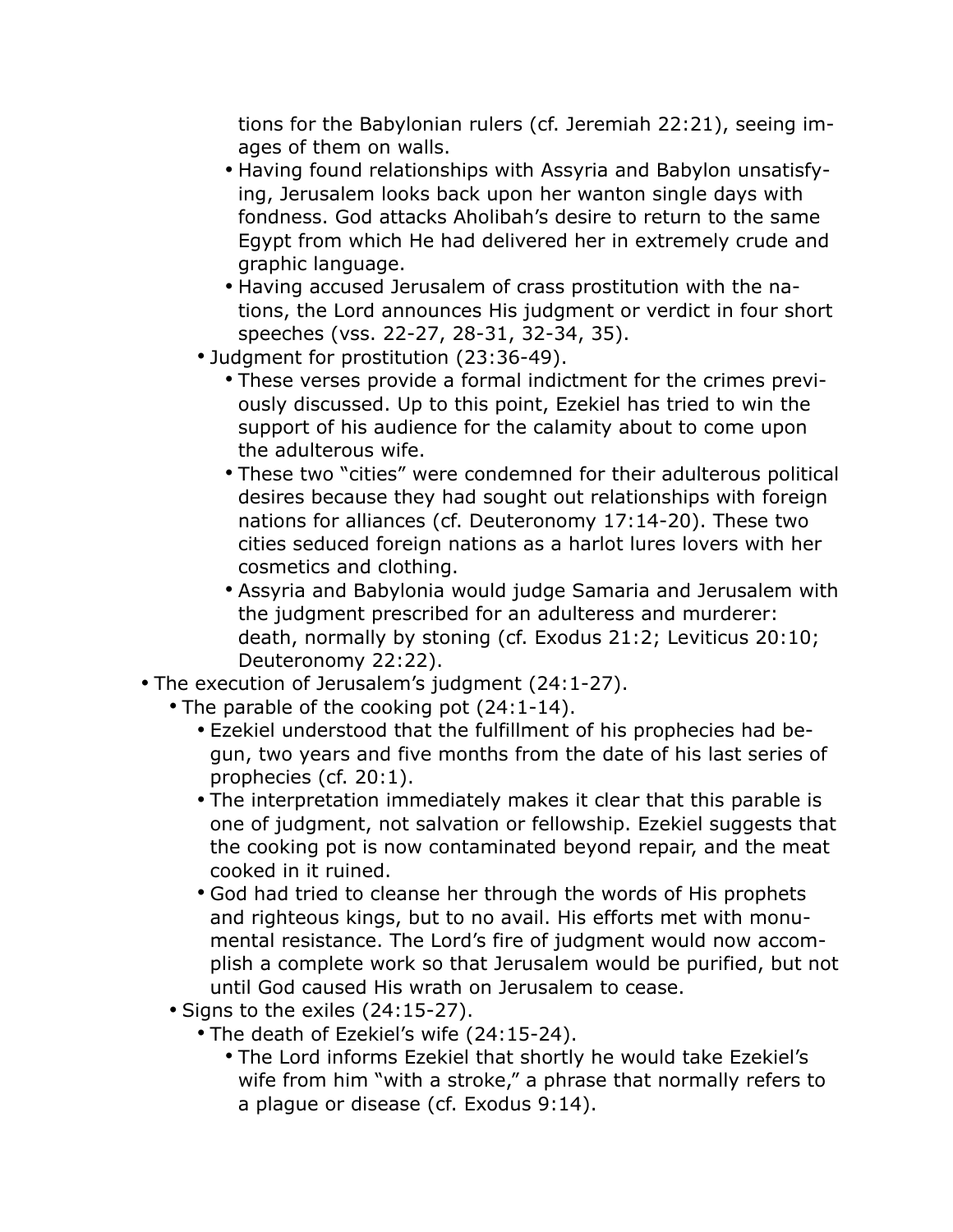tions for the Babylonian rulers (cf. Jeremiah 22:21), seeing images of them on walls.

            - Having found relationships with Assyria and Babylon unsatisfying, Jerusalem looks back upon her wanton single days with fondness. God attacks Aholibah's desire to return to the same Egypt from which He had delivered her in extremely crude and graphic language.
            - Having accused Jerusalem of crass prostitution with the nations, the Lord announces His judgment or verdict in four short speeches (vss. 22-27, 28-31, 32-34, 35).
        - Judgment for prostitution (23:36-49).
            - These verses provide a formal indictment for the crimes previously discussed. Up to this point, Ezekiel has tried to win the support of his audience for the calamity about to come upon the adulterous wife.
            - These two "cities" were condemned for their adulterous political desires because they had sought out relationships with foreign nations for alliances (cf. Deuteronomy 17:14-20). These two cities seduced foreign nations as a harlot lures lovers with her cosmetics and clothing.
            - Assyria and Babylonia would judge Samaria and Jerusalem with the judgment prescribed for an adulteress and murderer: death, normally by stoning (cf. Exodus 21:2; Leviticus 20:10; Deuteronomy 22:22).
- The execution of Jerusalem's judgment (24:1-27).
    - The parable of the cooking pot (24:1-14).
        - Ezekiel understood that the fulfillment of his prophecies had begun, two years and five months from the date of his last series of prophecies (cf. 20:1).
        - The interpretation immediately makes it clear that this parable is one of judgment, not salvation or fellowship. Ezekiel suggests that the cooking pot is now contaminated beyond repair, and the meat cooked in it ruined.
        - God had tried to cleanse her through the words of His prophets and righteous kings, but to no avail. His efforts met with monumental resistance. The Lord's fire of judgment would now accomplish a complete work so that Jerusalem would be purified, but not until God caused His wrath on Jerusalem to cease.
    - Signs to the exiles (24:15-27).
        - The death of Ezekiel's wife (24:15-24).
            - The Lord informs Ezekiel that shortly he would take Ezekiel's wife from him "with a stroke," a phrase that normally refers to a plague or disease (cf. Exodus 9:14).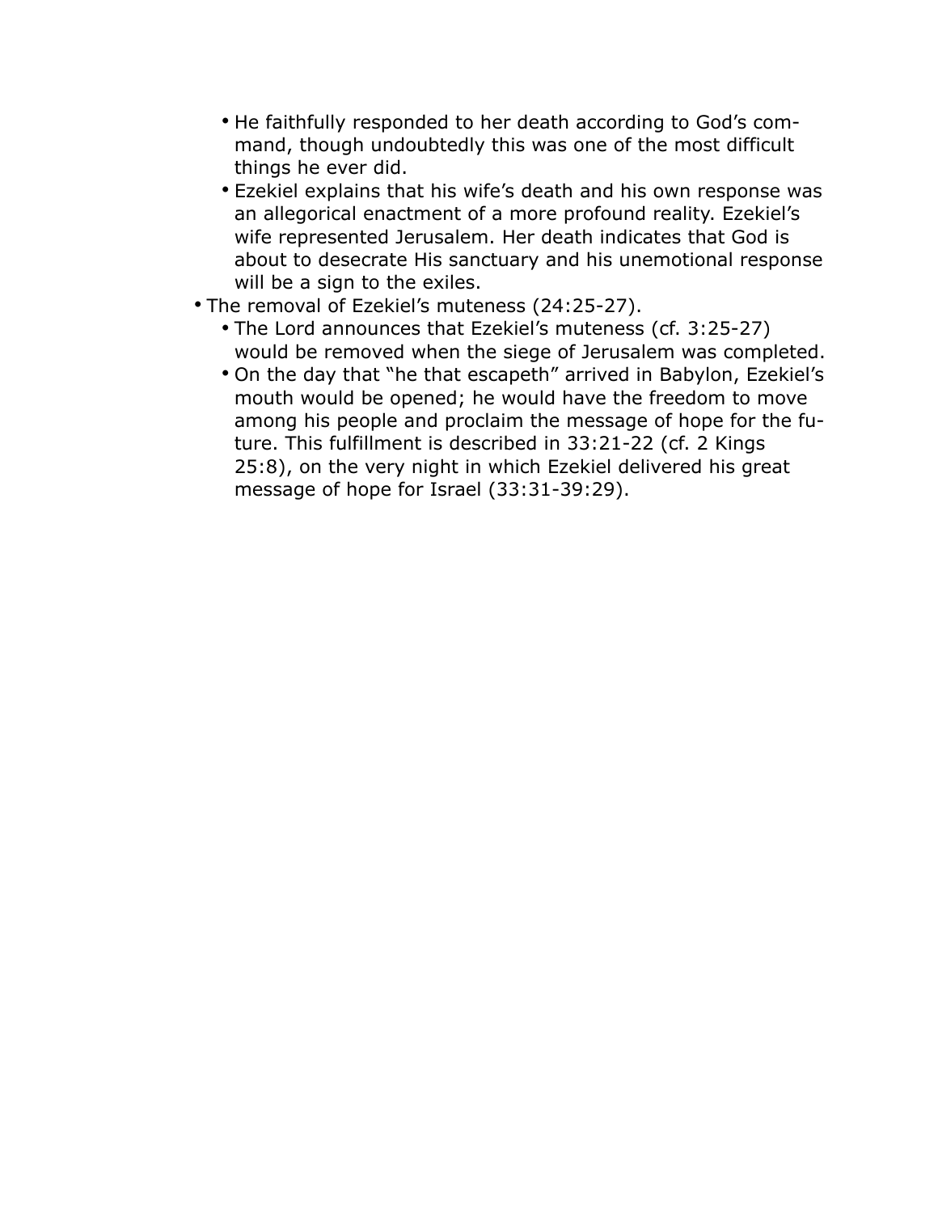- He faithfully responded to her death according to God's command, though undoubtedly this was one of the most difficult things he ever did.
- Ezekiel explains that his wife's death and his own response was an allegorical enactment of a more profound reality. Ezekiel's wife represented Jerusalem. Her death indicates that God is about to desecrate His sanctuary and his unemotional response will be a sign to the exiles.

- The removal of Ezekiel's muteness (24:25-27).
  - The Lord announces that Ezekiel's muteness (cf. 3:25-27) would be removed when the siege of Jerusalem was completed.
  - On the day that "he that escapeth" arrived in Babylon, Ezekiel's mouth would be opened; he would have the freedom to move among his people and proclaim the message of hope for the future. This fulfillment is described in 33:21-22 (cf. 2 Kings 25:8), on the very night in which Ezekiel delivered his great message of hope for Israel (33:31-39:29).